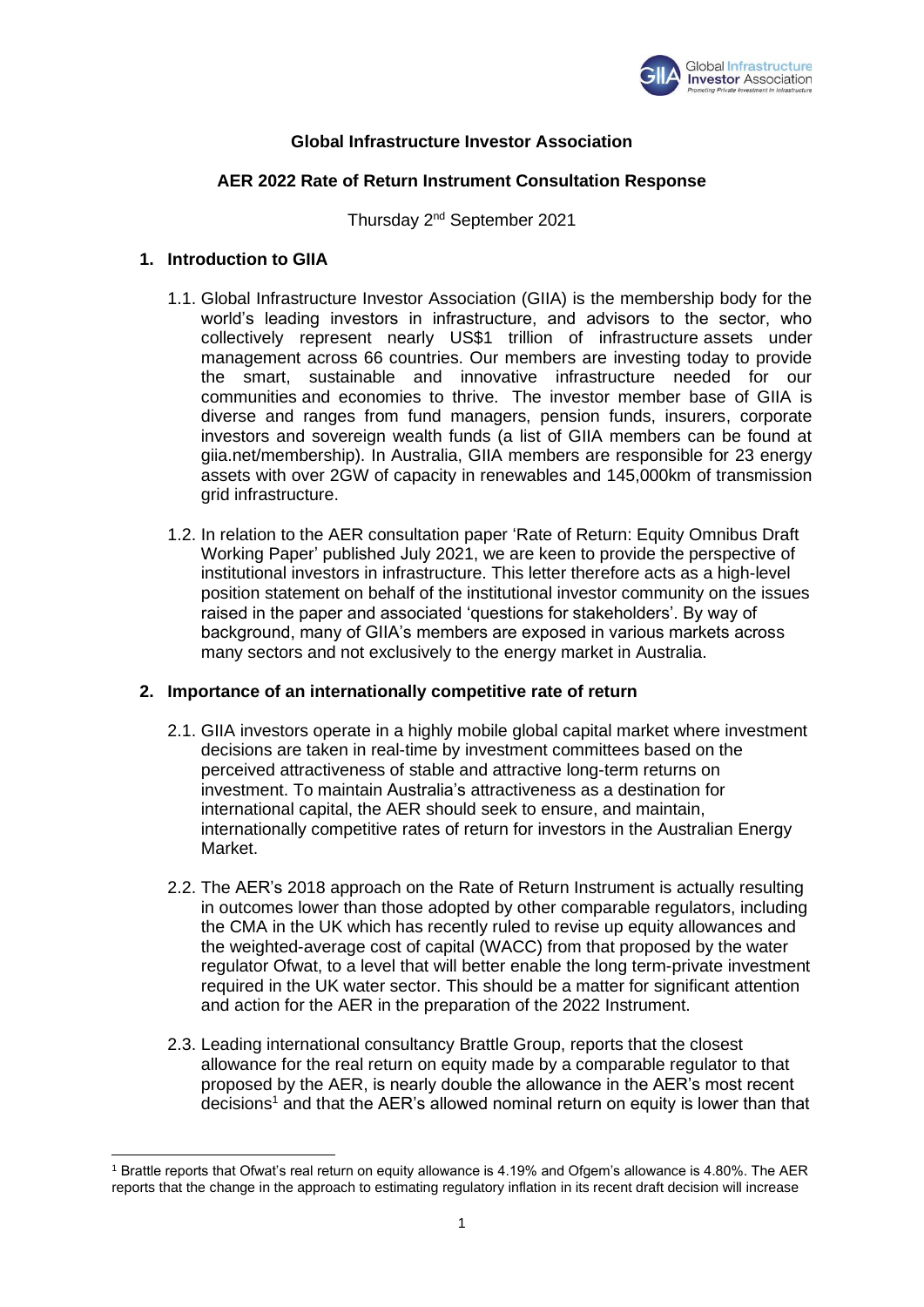**Global Infrastructure Investor Association**

**AER 2022 Rate of Return Instrument Consultation Response**

Thursday 2nd September 2021

## 1. Introduction to GIIA

1.1. Global Infrastructure Investor Association (GIIA) is the membership body for the world's leading investors in infrastructure, and advisors to the sector, who collectively represent nearly US$1 trillion of infrastructure assets under management across 66 countries. Our members are investing today to provide the smart, sustainable and innovative infrastructure needed for our communities and economies to thrive. The investor member base of GIIA is diverse and ranges from fund managers, pension funds, insurers, corporate investors and sovereign wealth funds (a list of GIIA members can be found at giia.net/membership). In Australia, GIIA members are responsible for 23 energy assets with over 2GW of capacity in renewables and 145,000km of transmission grid infrastructure.

1.2. In relation to the AER consultation paper 'Rate of Return: Equity Omnibus Draft Working Paper' published July 2021, we are keen to provide the perspective of institutional investors in infrastructure. This letter therefore acts as a high-level position statement on behalf of the institutional investor community on the issues raised in the paper and associated 'questions for stakeholders'. By way of background, many of GIIA's members are exposed in various markets across many sectors and not exclusively to the energy market in Australia.

## 2. Importance of an internationally competitive rate of return

2.1. GIIA investors operate in a highly mobile global capital market where investment decisions are taken in real-time by investment committees based on the perceived attractiveness of stable and attractive long-term returns on investment. To maintain Australia's attractiveness as a destination for international capital, the AER should seek to ensure, and maintain, internationally competitive rates of return for investors in the Australian Energy Market.

2.2. The AER's 2018 approach on the Rate of Return Instrument is actually resulting in outcomes lower than those adopted by other comparable regulators, including the CMA in the UK which has recently ruled to revise up equity allowances and the weighted-average cost of capital (WACC) from that proposed by the water regulator Ofwat, to a level that will better enable the long term-private investment required in the UK water sector. This should be a matter for significant attention and action for the AER in the preparation of the 2022 Instrument.

2.3. Leading international consultancy Brattle Group, reports that the closest allowance for the real return on equity made by a comparable regulator to that proposed by the AER, is nearly double the allowance in the AER's most recent decisions[1] and that the AER's allowed nominal return on equity is lower than that

[1] Brattle reports that Ofwat's real return on equity allowance is 4.19% and Ofgem's allowance is 4.80%. The AER reports that the change in the approach to estimating regulatory inflation in its recent draft decision will increase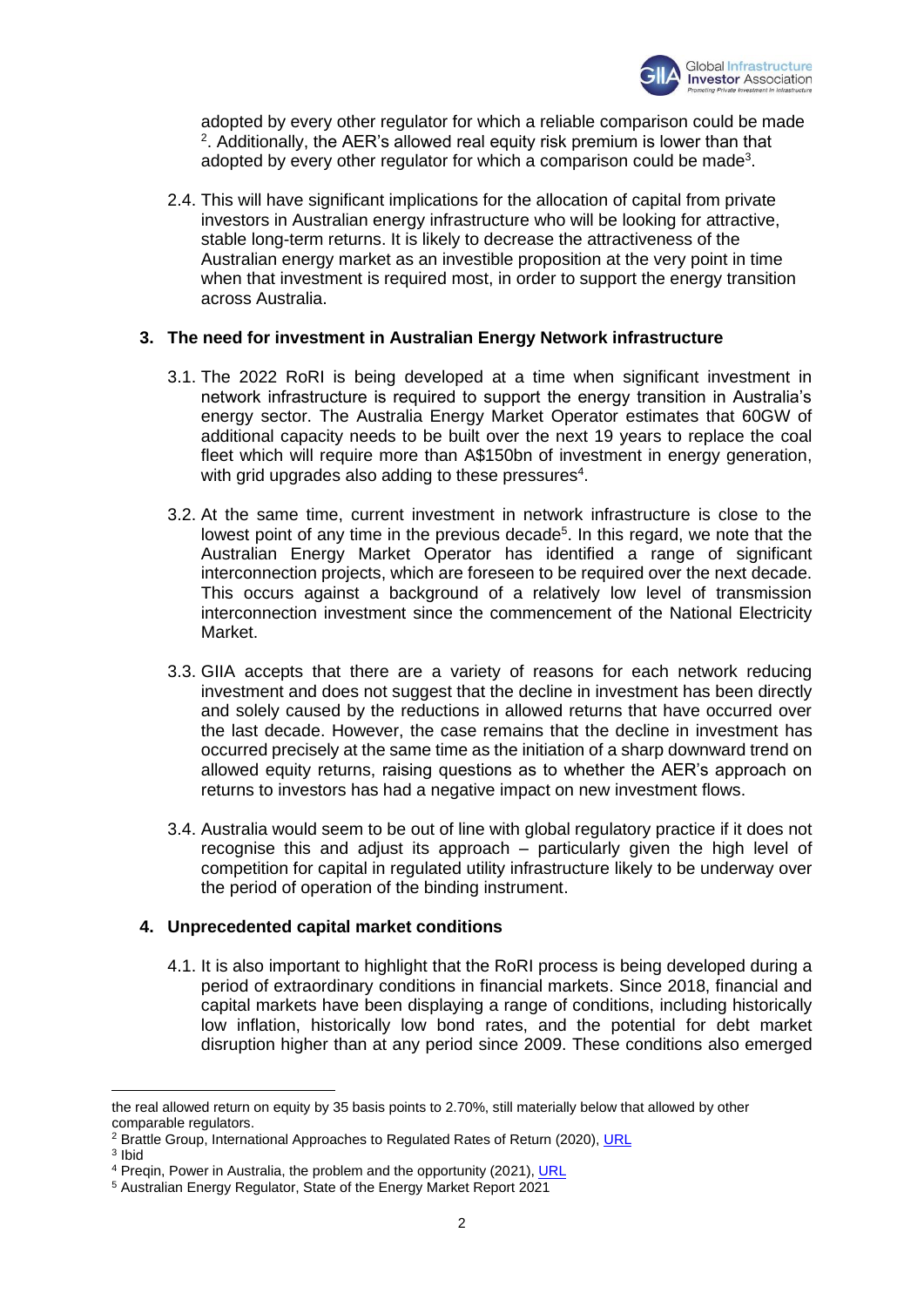adopted by every other regulator for which a reliable comparison could be made [2]. Additionally, the AER's allowed real equity risk premium is lower than that adopted by every other regulator for which a comparison could be made[3].

2.4. This will have significant implications for the allocation of capital from private investors in Australian energy infrastructure who will be looking for attractive, stable long-term returns. It is likely to decrease the attractiveness of the Australian energy market as an investible proposition at the very point in time when that investment is required most, in order to support the energy transition across Australia.

## 3. The need for investment in Australian Energy Network infrastructure

3.1. The 2022 RoRI is being developed at a time when significant investment in network infrastructure is required to support the energy transition in Australia's energy sector. The Australia Energy Market Operator estimates that 60GW of additional capacity needs to be built over the next 19 years to replace the coal fleet which will require more than A$150bn of investment in energy generation, with grid upgrades also adding to these pressures[4].

3.2. At the same time, current investment in network infrastructure is close to the lowest point of any time in the previous decade[5]. In this regard, we note that the Australian Energy Market Operator has identified a range of significant interconnection projects, which are foreseen to be required over the next decade. This occurs against a background of a relatively low level of transmission interconnection investment since the commencement of the National Electricity Market.

3.3. GIIA accepts that there are a variety of reasons for each network reducing investment and does not suggest that the decline in investment has been directly and solely caused by the reductions in allowed returns that have occurred over the last decade. However, the case remains that the decline in investment has occurred precisely at the same time as the initiation of a sharp downward trend on allowed equity returns, raising questions as to whether the AER's approach on returns to investors has had a negative impact on new investment flows.

3.4. Australia would seem to be out of line with global regulatory practice if it does not recognise this and adjust its approach – particularly given the high level of competition for capital in regulated utility infrastructure likely to be underway over the period of operation of the binding instrument.

## 4. Unprecedented capital market conditions

4.1. It is also important to highlight that the RoRI process is being developed during a period of extraordinary conditions in financial markets. Since 2018, financial and capital markets have been displaying a range of conditions, including historically low inflation, historically low bond rates, and the potential for debt market disruption higher than at any period since 2009. These conditions also emerged

---

the real allowed return on equity by 35 basis points to 2.70%, still materially below that allowed by other comparable regulators.

[2] Brattle Group, International Approaches to Regulated Rates of Return (2020), URL

[3] Ibid

[4] Preqin, Power in Australia, the problem and the opportunity (2021), URL

[5] Australian Energy Regulator, State of the Energy Market Report 2021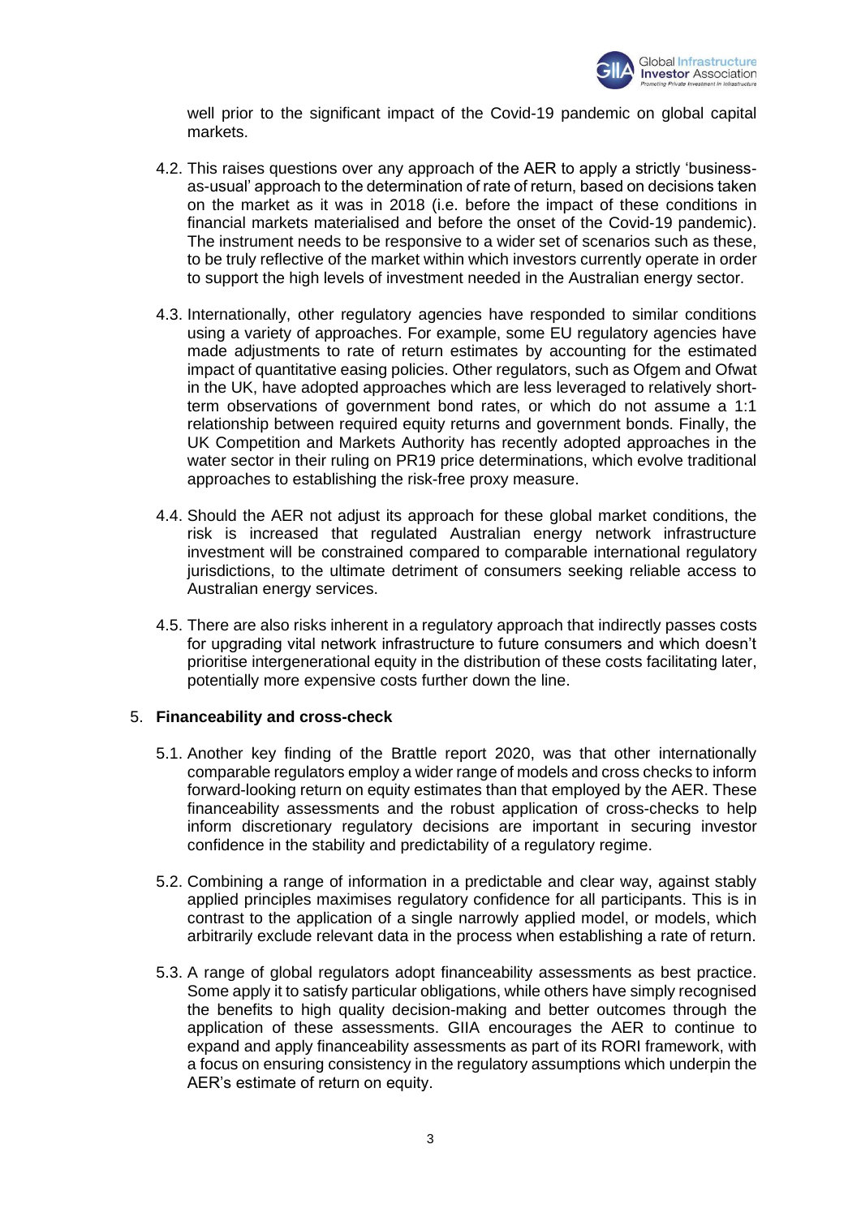well prior to the significant impact of the Covid-19 pandemic on global capital markets.

4.2. This raises questions over any approach of the AER to apply a strictly 'business-as-usual' approach to the determination of rate of return, based on decisions taken on the market as it was in 2018 (i.e. before the impact of these conditions in financial markets materialised and before the onset of the Covid-19 pandemic). The instrument needs to be responsive to a wider set of scenarios such as these, to be truly reflective of the market within which investors currently operate in order to support the high levels of investment needed in the Australian energy sector.

4.3. Internationally, other regulatory agencies have responded to similar conditions using a variety of approaches. For example, some EU regulatory agencies have made adjustments to rate of return estimates by accounting for the estimated impact of quantitative easing policies. Other regulators, such as Ofgem and Ofwat in the UK, have adopted approaches which are less leveraged to relatively short-term observations of government bond rates, or which do not assume a 1:1 relationship between required equity returns and government bonds. Finally, the UK Competition and Markets Authority has recently adopted approaches in the water sector in their ruling on PR19 price determinations, which evolve traditional approaches to establishing the risk-free proxy measure.

4.4. Should the AER not adjust its approach for these global market conditions, the risk is increased that regulated Australian energy network infrastructure investment will be constrained compared to comparable international regulatory jurisdictions, to the ultimate detriment of consumers seeking reliable access to Australian energy services.

4.5. There are also risks inherent in a regulatory approach that indirectly passes costs for upgrading vital network infrastructure to future consumers and which doesn't prioritise intergenerational equity in the distribution of these costs facilitating later, potentially more expensive costs further down the line.

## 5. Financeability and cross-check

5.1. Another key finding of the Brattle report 2020, was that other internationally comparable regulators employ a wider range of models and cross checks to inform forward-looking return on equity estimates than that employed by the AER. These financeability assessments and the robust application of cross-checks to help inform discretionary regulatory decisions are important in securing investor confidence in the stability and predictability of a regulatory regime.

5.2. Combining a range of information in a predictable and clear way, against stably applied principles maximises regulatory confidence for all participants. This is in contrast to the application of a single narrowly applied model, or models, which arbitrarily exclude relevant data in the process when establishing a rate of return.

5.3. A range of global regulators adopt financeability assessments as best practice. Some apply it to satisfy particular obligations, while others have simply recognised the benefits to high quality decision-making and better outcomes through the application of these assessments. GIIA encourages the AER to continue to expand and apply financeability assessments as part of its RORI framework, with a focus on ensuring consistency in the regulatory assumptions which underpin the AER's estimate of return on equity.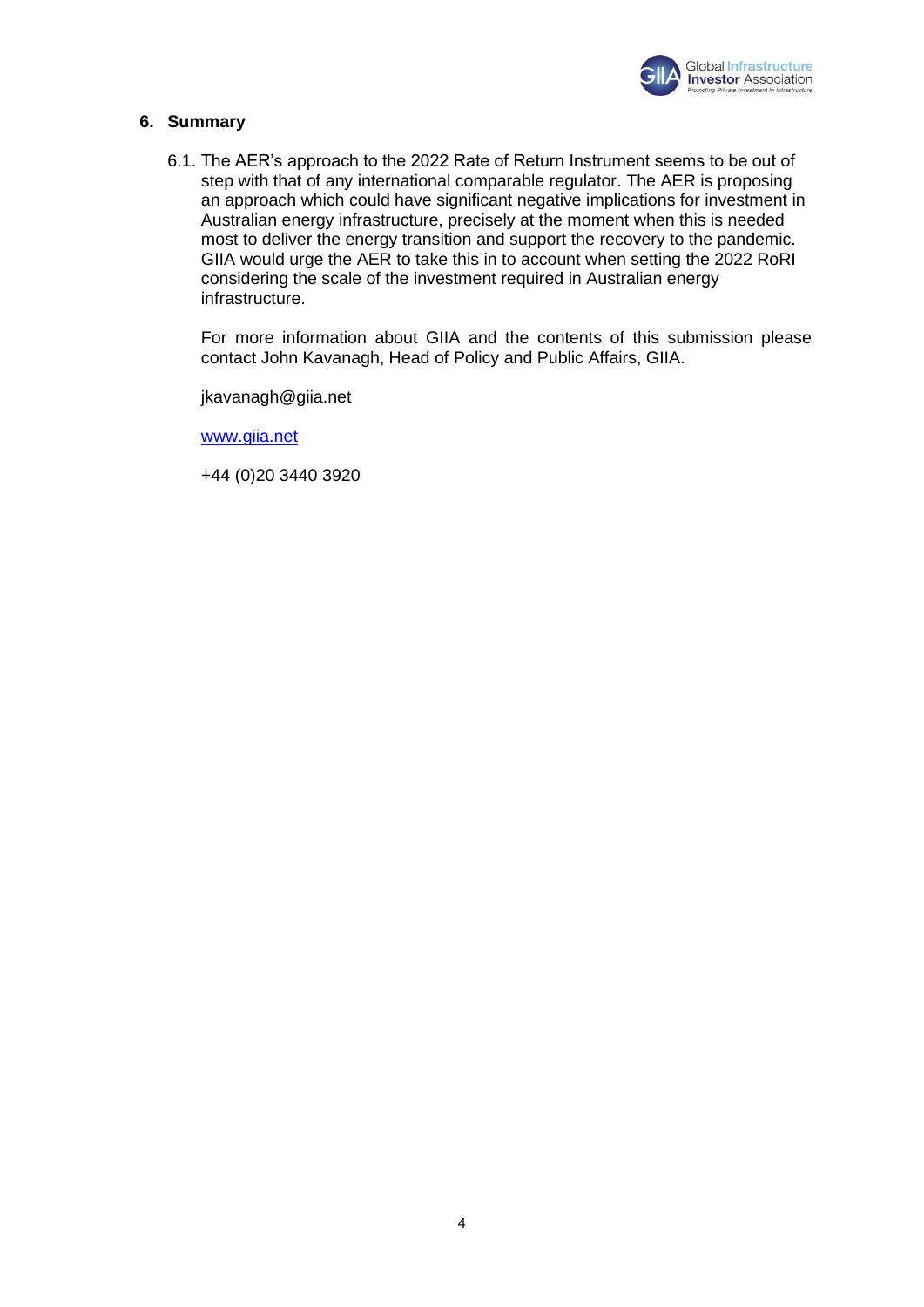## 6. Summary

6.1. The AER's approach to the 2022 Rate of Return Instrument seems to be out of step with that of any international comparable regulator. The AER is proposing an approach which could have significant negative implications for investment in Australian energy infrastructure, precisely at the moment when this is needed most to deliver the energy transition and support the recovery to the pandemic. GIIA would urge the AER to take this in to account when setting the 2022 RoRI considering the scale of the investment required in Australian energy infrastructure.

For more information about GIIA and the contents of this submission please contact John Kavanagh, Head of Policy and Public Affairs, GIIA.

jkavanagh@giia.net

www.giia.net

+44 (0)20 3440 3920